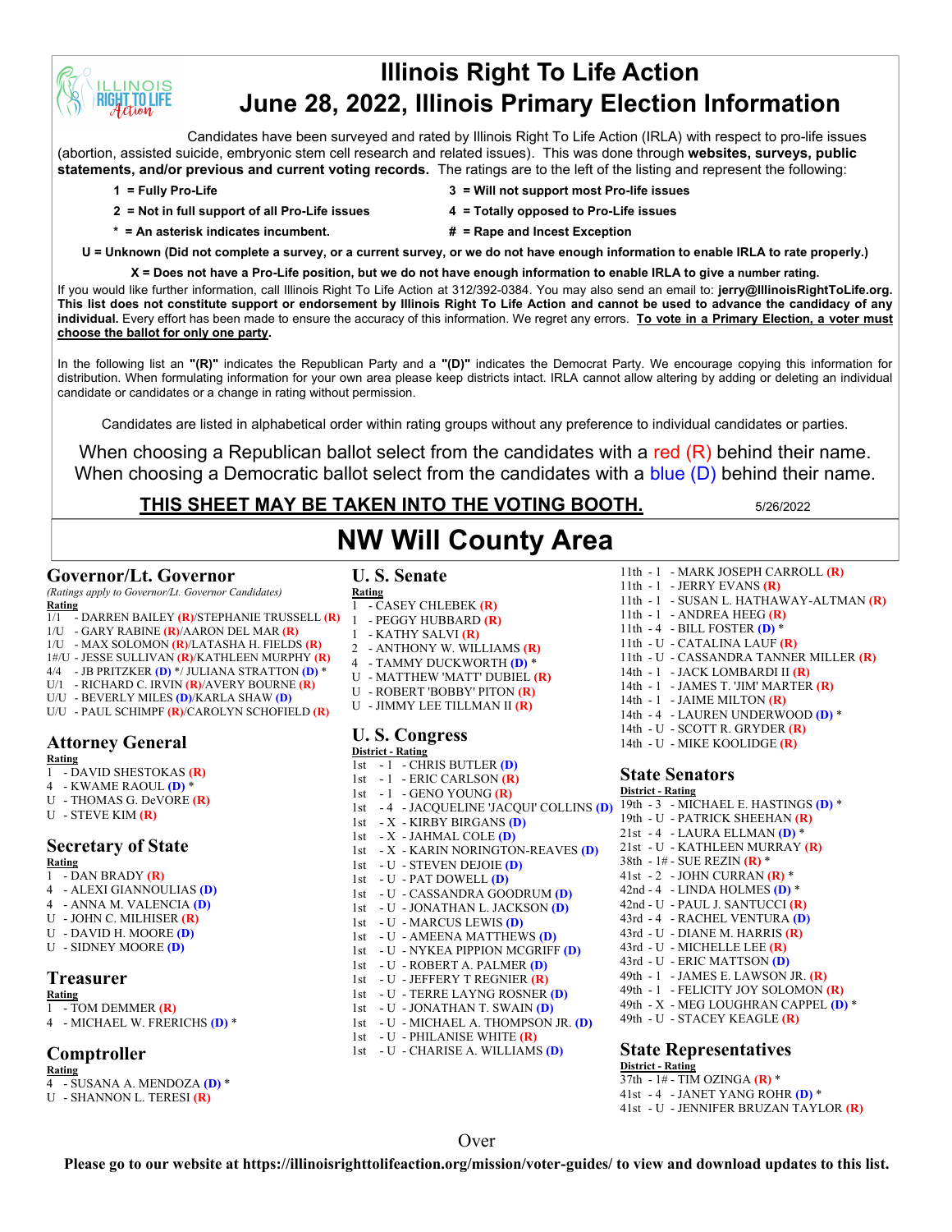# Illinois Right To Life Action

# June 28, 2022, Illinois Primary Election Information

Candidates have been surveyed and rated by Illinois Right To Life Action (IRLA) with respect to pro-life issues (abortion, assisted suicide, embryonic stem cell research and related issues). This was done through **websites, surveys, public statements, and/or previous and current voting records.** The ratings are to the left of the listing and represent the following:

- **1 = Fully Pro-Life**
- **2 = Not in full support of all Pro-Life issues**
- **\* = An asterisk indicates incumbent.**
- **3 = Will not support most Pro-life issues**
- **4 = Totally opposed to Pro-Life issues**
- **# = Rape and Incest Exception**

**U = Unknown (Did not complete a survey, or a current survey, or we do not have enough information to enable IRLA to rate properly.)**

**X = Does not have a Pro-Life position, but we do not have enough information to enable IRLA to give a number rating.**

If you would like further information, call Illinois Right To Life Action at 312/392-0384. You may also send an email to: **jerry@IllinoisRightToLife.org. This list does not constitute support or endorsement by Illinois Right To Life Action and cannot be used to advance the candidacy of any individual.** Every effort has been made to ensure the accuracy of this information. We regret any errors. **To vote in a Primary Election, a voter must choose the ballot for only one party.**

In the following list an **"(R)"** indicates the Republican Party and a **"(D)"** indicates the Democrat Party. We encourage copying this information for distribution. When formulating information for your own area please keep districts intact. IRLA cannot allow altering by adding or deleting an individual candidate or candidates or a change in rating without permission.

Candidates are listed in alphabetical order within rating groups without any preference to individual candidates or parties.

When choosing a Republican ballot select from the candidates with a red (R) behind their name.
When choosing a Democratic ballot select from the candidates with a blue (D) behind their name.

**THIS SHEET MAY BE TAKEN INTO THE VOTING BOOTH.** 5/26/2022

## NW Will County Area

### Governor/Lt. Governor

*(Ratings apply to Governor/Lt. Governor Candidates)*

**Rating**

- 1/1 - DARREN BAILEY **(R)**/STEPHANIE TRUSSELL **(R)**
- 1/U - GARY RABINE **(R)**/AARON DEL MAR **(R)**
- 1/U - MAX SOLOMON **(R)**/LATASHA H. FIELDS **(R)**
- 1#/U - JESSE SULLIVAN **(R)**/KATHLEEN MURPHY **(R)**
- 4/4 - JB PRITZKER **(D)** \*/ JULIANA STRATTON **(D)** \*
- U/1 - RICHARD C. IRVIN **(R)**/AVERY BOURNE **(R)**
- U/U - BEVERLY MILES **(D)**/KARLA SHAW **(D)**
- U/U - PAUL SCHIMPF **(R)**/CAROLYN SCHOFIELD **(R)**

### Attorney General

**Rating**

- 1 - DAVID SHESTOKAS **(R)**
- 4 - KWAME RAOUL **(D)** \*
- U - THOMAS G. DeVORE **(R)**
- U - STEVE KIM **(R)**

### Secretary of State

**Rating**

- 1 - DAN BRADY **(R)**
- 4 - ALEXI GIANNOULIAS **(D)**
- 4 - ANNA M. VALENCIA **(D)**
- U - JOHN C. MILHISER **(R)**
- U - DAVID H. MOORE **(D)**
- U - SIDNEY MOORE **(D)**

### Treasurer

**Rating**

- 1 - TOM DEMMER **(R)**
- 4 - MICHAEL W. FRERICHS **(D)** \*

### Comptroller

**Rating**

- 4 - SUSANA A. MENDOZA **(D)** \*
- U - SHANNON L. TERESI **(R)**

### U. S. Senate

**Rating**

- 1 - CASEY CHLEBEK **(R)**
- 1 - PEGGY HUBBARD **(R)**
- 1 - KATHY SALVI **(R)**
- 2 - ANTHONY W. WILLIAMS **(R)**
- 4 - TAMMY DUCKWORTH **(D)** \*
- U - MATTHEW 'MATT' DUBIEL **(R)**
- U - ROBERT 'BOBBY' PITON **(R)**
- U - JIMMY LEE TILLMAN II **(R)**

### U. S. Congress

**District - Rating**

- 1st - 1 - CHRIS BUTLER **(D)**
- 1st - 1 - ERIC CARLSON **(R)**
- 1st - 1 - GENO YOUNG **(R)**
- 1st - 4 - JACQUELINE 'JACQUI' COLLINS **(D)**
- 1st - X - KIRBY BIRGANS **(D)**
- 1st - X - JAHMAL COLE **(D)**
- 1st - X - KARIN NORINGTON-REAVES **(D)**
- 1st - U - STEVEN DEJOIE **(D)**
- 1st - U - PAT DOWELL **(D)**
- 1st - U - CASSANDRA GOODRUM **(D)**
- 1st - U - JONATHAN L. JACKSON **(D)**
- 1st - U - MARCUS LEWIS **(D)**
- 1st - U - AMEENA MATTHEWS **(D)**
- 1st - U - NYKEA PIPPION MCGRIFF **(D)**
- 1st - U - ROBERT A. PALMER **(D)**
- 1st - U - JEFFERY T REGNIER **(R)**
- 1st - U - TERRE LAYNG ROSNER **(D)**
- 1st - U - JONATHAN T. SWAIN **(D)**
- 1st - U - MICHAEL A. THOMPSON JR. **(D)**
- 1st - U - PHILANISE WHITE **(R)**
- 1st - U - CHARISE A. WILLIAMS **(D)**
- 11th - 1 - MARK JOSEPH CARROLL **(R)**
- 11th - 1 - JERRY EVANS **(R)**
- 11th - 1 - SUSAN L. HATHAWAY-ALTMAN **(R)**
- 11th - 1 - ANDREA HEEG **(R)**
- 11th - 4 - BILL FOSTER **(D)** \*
- 11th - U - CATALINA LAUF **(R)**
- 11th - U - CASSANDRA TANNER MILLER **(R)**
- 14th - 1 - JACK LOMBARDI II **(R)**
- 14th - 1 - JAMES T. 'JIM' MARTER **(R)**
- 14th - 1 - JAIME MILTON **(R)**
- 14th - 4 - LAUREN UNDERWOOD **(D)** \*
- 14th - U - SCOTT R. GRYDER **(R)**
- 14th - U - MIKE KOOLIDGE **(R)**

### State Senators

**District - Rating**

- 19th - 3 - MICHAEL E. HASTINGS **(D)** \*
- 19th - U - PATRICK SHEEHAN **(R)**
- 21st - 4 - LAURA ELLMAN **(D)** \*
- 21st - U - KATHLEEN MURRAY **(R)**
- 38th - 1# - SUE REZIN **(R)** \*
- 41st - 2 - JOHN CURRAN **(R)** \*
- 42nd - 4 - LINDA HOLMES **(D)** \*
- 42nd - U - PAUL J. SANTUCCI **(R)**
- 43rd - 4 - RACHEL VENTURA **(D)**
- 43rd - U - DIANE M. HARRIS **(R)**
- 43rd - U - MICHELLE LEE **(R)**
- 43rd - U - ERIC MATTSON **(D)**
- 49th - 1 - JAMES E. LAWSON JR. **(R)**
- 49th - 1 - FELICITY JOY SOLOMON **(R)**
- 49th - X - MEG LOUGHRAN CAPPEL **(D)** \*
- 49th - U - STACEY KEAGLE **(R)**

### State Representatives

**District - Rating**

- 37th - 1# - TIM OZINGA **(R)** \*
- 41st - 4 - JANET YANG ROHR **(D)** \*
- 41st - U - JENNIFER BRUZAN TAYLOR **(R)**

Over

**Please go to our website at https://illinoisrighttolifeaction.org/mission/voter-guides/ to view and download updates to this list.**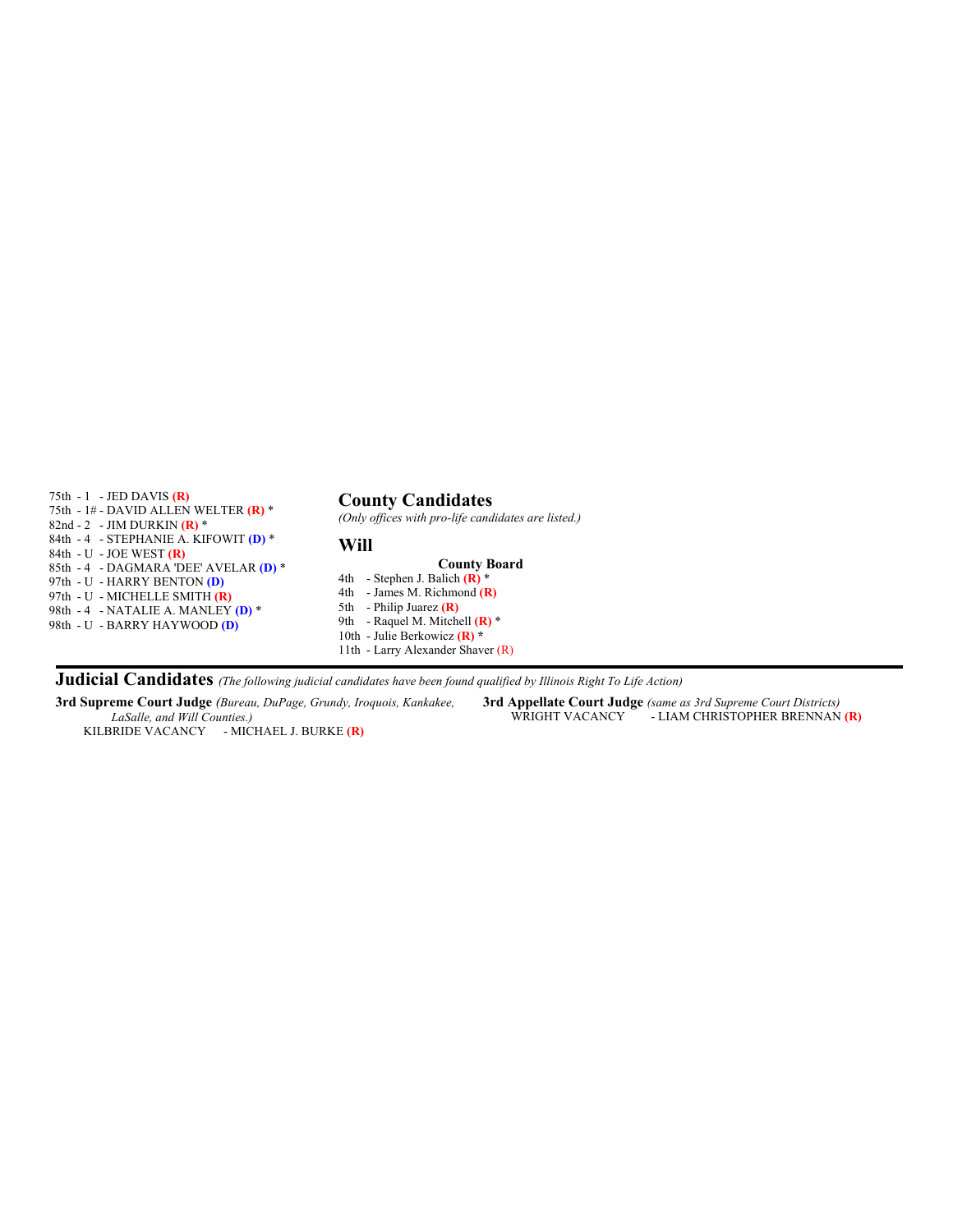75th - 1 - JED DAVIS **(R)**
75th - 1# - DAVID ALLEN WELTER **(R)** *
82nd - 2 - JIM DURKIN **(R)** *
84th - 4 - STEPHANIE A. KIFOWIT **(D)** *
84th - U - JOE WEST **(R)**
85th - 4 - DAGMARA 'DEE' AVELAR **(D)** *
97th - U - HARRY BENTON **(D)**
97th - U - MICHELLE SMITH **(R)**
98th - 4 - NATALIE A. MANLEY **(D)** *
98th - U - BARRY HAYWOOD **(D)**

## County Candidates

*(Only offices with pro-life candidates are listed.)*

## Will

**County Board**

4th - Stephen J. Balich **(R)** *
4th - James M. Richmond **(R)**
5th - Philip Juarez **(R)**
9th - Raquel M. Mitchell **(R)** *
10th - Julie Berkowicz **(R)** *
11th - Larry Alexander Shaver (R)

## Judicial Candidates *(The following judicial candidates have been found qualified by Illinois Right To Life Action)*

**3rd Supreme Court Judge** *(Bureau, DuPage, Grundy, Iroquois, Kankakee, LaSalle, and Will Counties.)*
KILBRIDE VACANCY - MICHAEL J. BURKE **(R)**

**3rd Appellate Court Judge** *(same as 3rd Supreme Court Districts)*
WRIGHT VACANCY - LIAM CHRISTOPHER BRENNAN **(R)**